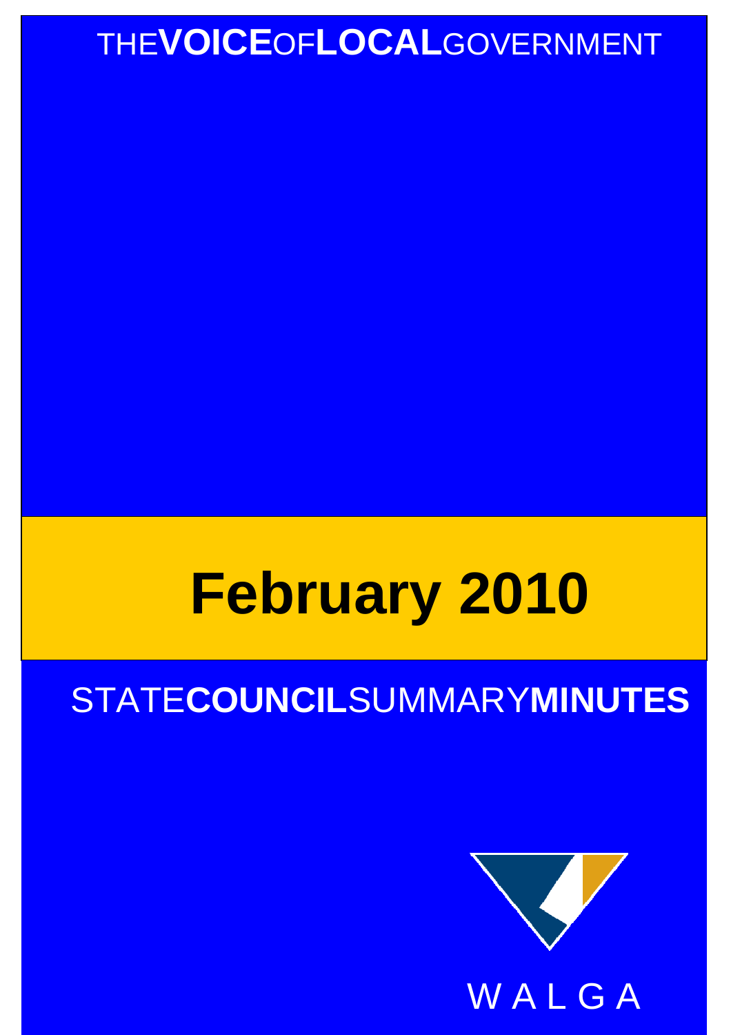THE**VOICE**OF**LOCAL**GOVERNMENT

# February 2010

STATE**COUNCIL**SUMMARY**MINUTES**

WALGA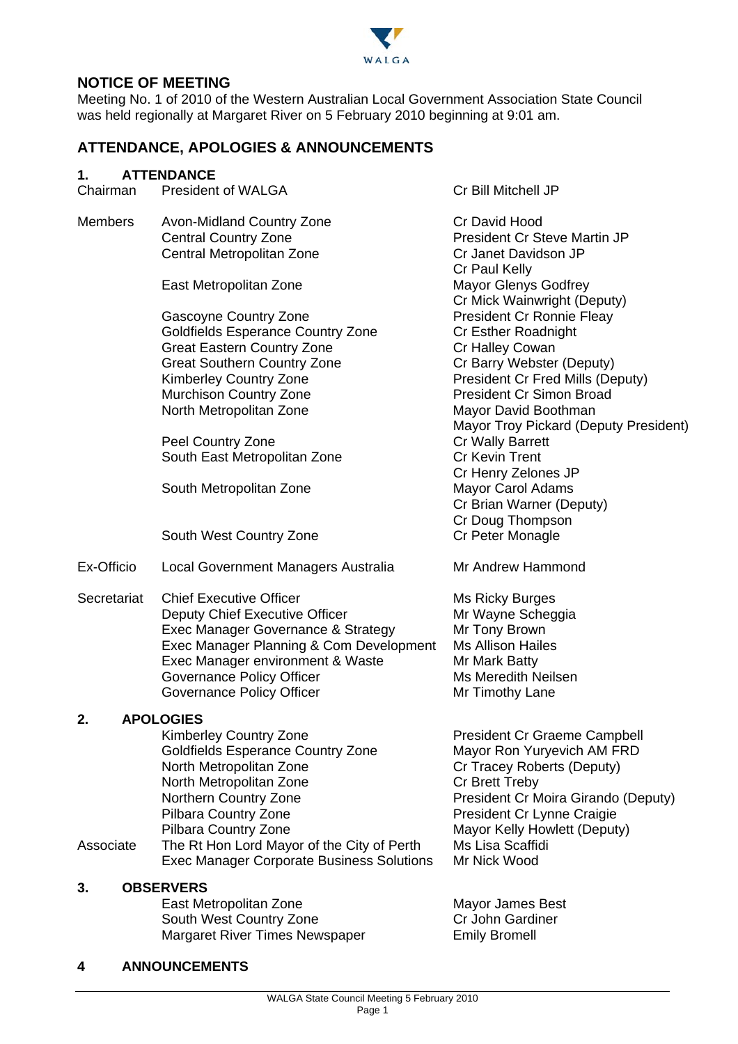## NOTICE OF MEETING

Meeting No. 1 of 2010 of the Western Australian Local Government Association State Council was held regionally at Margaret River on 5 February 2010 beginning at 9:01 am.

## ATTENDANCE, APOLOGIES & ANNOUNCEMENTS

### 1. ATTENDANCE

| | | |
|---|---|---|
| Chairman | President of WALGA | Cr Bill Mitchell JP |
| Members | Avon-Midland Country Zone | Cr David Hood |
| | Central Country Zone | President Cr Steve Martin JP |
| | Central Metropolitan Zone | Cr Janet Davidson JP |
| | | Cr Paul Kelly |
| | East Metropolitan Zone | Mayor Glenys Godfrey |
| | | Cr Mick Wainwright (Deputy) |
| | Gascoyne Country Zone | President Cr Ronnie Fleay |
| | Goldfields Esperance Country Zone | Cr Esther Roadnight |
| | Great Eastern Country Zone | Cr Halley Cowan |
| | Great Southern Country Zone | Cr Barry Webster (Deputy) |
| | Kimberley Country Zone | President Cr Fred Mills (Deputy) |
| | Murchison Country Zone | President Cr Simon Broad |
| | North Metropolitan Zone | Mayor David Boothman |
| | | Mayor Troy Pickard (Deputy President) |
| | Peel Country Zone | Cr Wally Barrett |
| | South East Metropolitan Zone | Cr Kevin Trent |
| | | Cr Henry Zelones JP |
| | South Metropolitan Zone | Mayor Carol Adams |
| | | Cr Brian Warner (Deputy) |
| | | Cr Doug Thompson |
| | South West Country Zone | Cr Peter Monagle |
| Ex-Officio | Local Government Managers Australia | Mr Andrew Hammond |
| Secretariat | Chief Executive Officer | Ms Ricky Burges |
| | Deputy Chief Executive Officer | Mr Wayne Scheggia |
| | Exec Manager Governance & Strategy | Mr Tony Brown |
| | Exec Manager Planning & Com Development | Ms Allison Hailes |
| | Exec Manager environment & Waste | Mr Mark Batty |
| | Governance Policy Officer | Ms Meredith Neilsen |
| | Governance Policy Officer | Mr Timothy Lane |

### 2. APOLOGIES

| | | |
|---|---|---|
| | Kimberley Country Zone | President Cr Graeme Campbell |
| | Goldfields Esperance Country Zone | Mayor Ron Yuryevich AM FRD |
| | North Metropolitan Zone | Cr Tracey Roberts (Deputy) |
| | North Metropolitan Zone | Cr Brett Treby |
| | Northern Country Zone | President Cr Moira Girando (Deputy) |
| | Pilbara Country Zone | President Cr Lynne Craigie |
| | Pilbara Country Zone | Mayor Kelly Howlett (Deputy) |
| Associate | The Rt Hon Lord Mayor of the City of Perth | Ms Lisa Scaffidi |
| | Exec Manager Corporate Business Solutions | Mr Nick Wood |

### 3. OBSERVERS

| | |
|---|---|
| East Metropolitan Zone | Mayor James Best |
| South West Country Zone | Cr John Gardiner |
| Margaret River Times Newspaper | Emily Bromell |

### 4 ANNOUNCEMENTS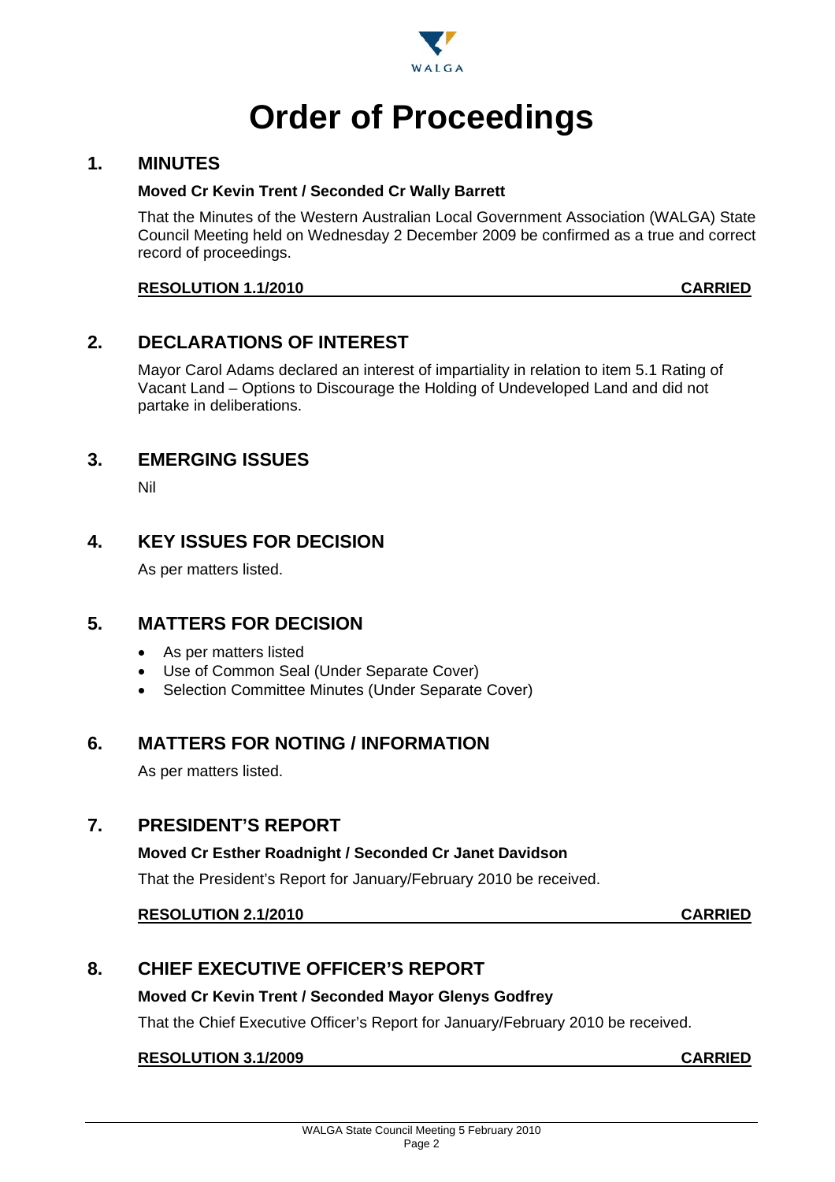# Order of Proceedings

## 1. MINUTES

**Moved Cr Kevin Trent / Seconded Cr Wally Barrett**

That the Minutes of the Western Australian Local Government Association (WALGA) State Council Meeting held on Wednesday 2 December 2009 be confirmed as a true and correct record of proceedings.

**RESOLUTION 1.1/2010 CARRIED**

## 2. DECLARATIONS OF INTEREST

Mayor Carol Adams declared an interest of impartiality in relation to item 5.1 Rating of Vacant Land – Options to Discourage the Holding of Undeveloped Land and did not partake in deliberations.

## 3. EMERGING ISSUES

Nil

## 4. KEY ISSUES FOR DECISION

As per matters listed.

## 5. MATTERS FOR DECISION

- As per matters listed
- Use of Common Seal (Under Separate Cover)
- Selection Committee Minutes (Under Separate Cover)

## 6. MATTERS FOR NOTING / INFORMATION

As per matters listed.

## 7. PRESIDENT'S REPORT

**Moved Cr Esther Roadnight / Seconded Cr Janet Davidson**

That the President's Report for January/February 2010 be received.

**RESOLUTION 2.1/2010 CARRIED**

## 8. CHIEF EXECUTIVE OFFICER'S REPORT

**Moved Cr Kevin Trent / Seconded Mayor Glenys Godfrey**

That the Chief Executive Officer's Report for January/February 2010 be received.

**RESOLUTION 3.1/2009 CARRIED**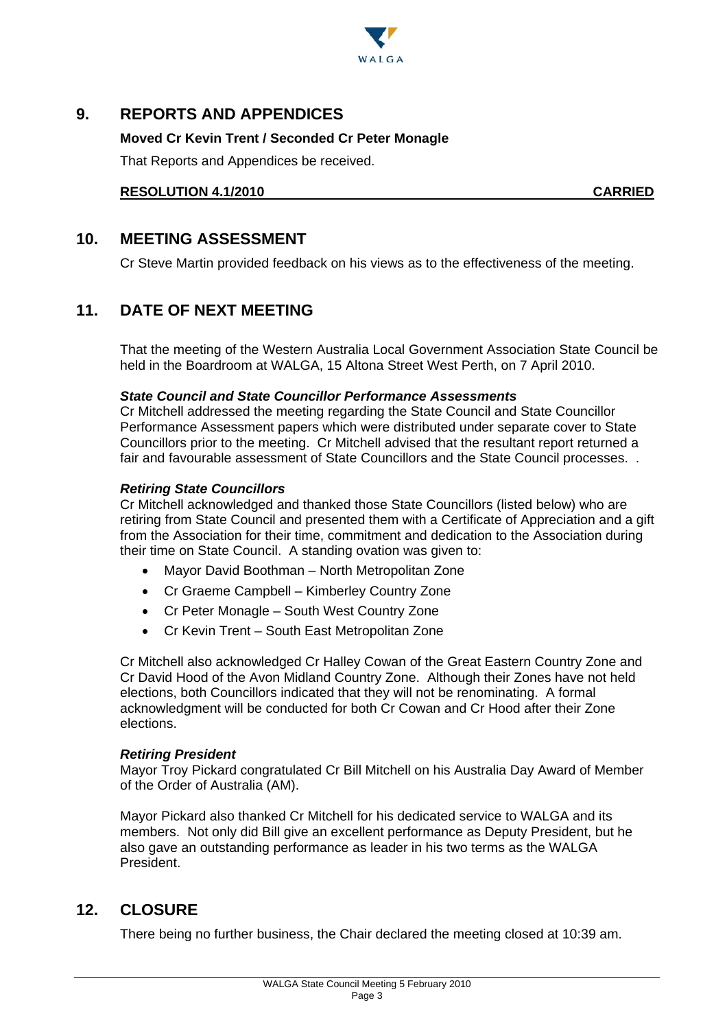## 9. REPORTS AND APPENDICES

**Moved Cr Kevin Trent / Seconded Cr Peter Monagle**

That Reports and Appendices be received.

**RESOLUTION 4.1/2010** **CARRIED**

## 10. MEETING ASSESSMENT

Cr Steve Martin provided feedback on his views as to the effectiveness of the meeting.

## 11. DATE OF NEXT MEETING

That the meeting of the Western Australia Local Government Association State Council be held in the Boardroom at WALGA, 15 Altona Street West Perth, on 7 April 2010.

***State Council and State Councillor Performance Assessments***

Cr Mitchell addressed the meeting regarding the State Council and State Councillor Performance Assessment papers which were distributed under separate cover to State Councillors prior to the meeting. Cr Mitchell advised that the resultant report returned a fair and favourable assessment of State Councillors and the State Council processes. .

***Retiring State Councillors***

Cr Mitchell acknowledged and thanked those State Councillors (listed below) who are retiring from State Council and presented them with a Certificate of Appreciation and a gift from the Association for their time, commitment and dedication to the Association during their time on State Council. A standing ovation was given to:

- Mayor David Boothman – North Metropolitan Zone
- Cr Graeme Campbell – Kimberley Country Zone
- Cr Peter Monagle – South West Country Zone
- Cr Kevin Trent – South East Metropolitan Zone

Cr Mitchell also acknowledged Cr Halley Cowan of the Great Eastern Country Zone and Cr David Hood of the Avon Midland Country Zone. Although their Zones have not held elections, both Councillors indicated that they will not be renominating. A formal acknowledgment will be conducted for both Cr Cowan and Cr Hood after their Zone elections.

***Retiring President***

Mayor Troy Pickard congratulated Cr Bill Mitchell on his Australia Day Award of Member of the Order of Australia (AM).

Mayor Pickard also thanked Cr Mitchell for his dedicated service to WALGA and its members. Not only did Bill give an excellent performance as Deputy President, but he also gave an outstanding performance as leader in his two terms as the WALGA President.

## 12. CLOSURE

There being no further business, the Chair declared the meeting closed at 10:39 am.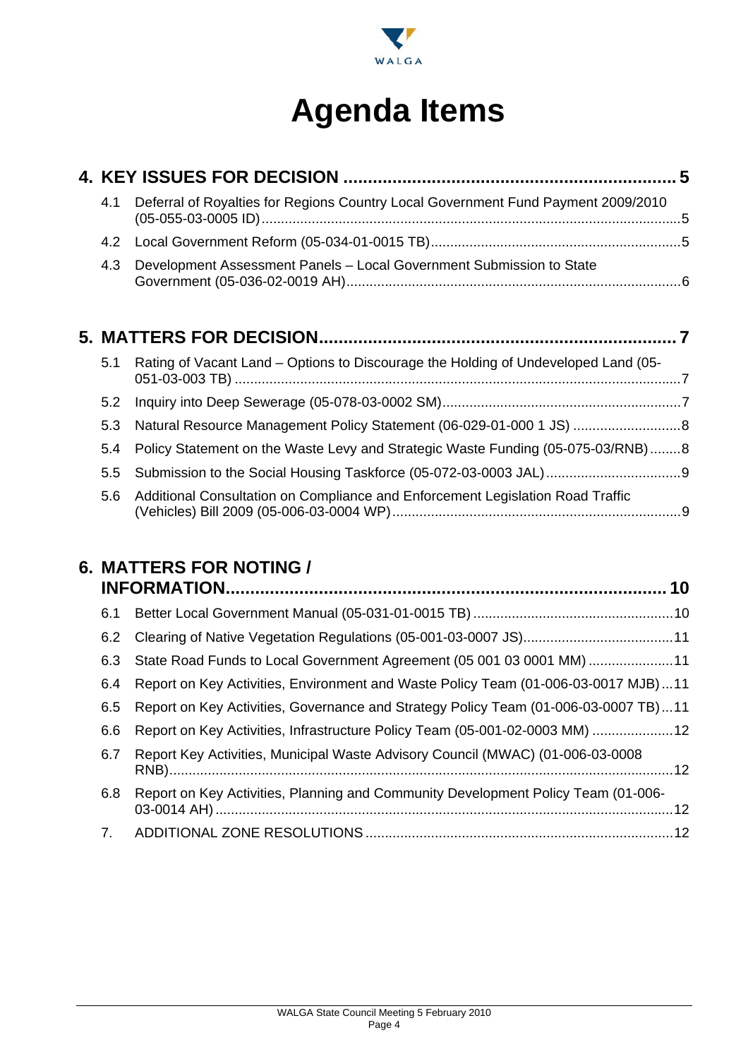# Agenda Items

## 4. KEY ISSUES FOR DECISION ..... 5

- 4.1 Deferral of Royalties for Regions Country Local Government Fund Payment 2009/2010 (05-055-03-0005 ID) ..... 5
- 4.2 Local Government Reform (05-034-01-0015 TB) ..... 5
- 4.3 Development Assessment Panels – Local Government Submission to State Government (05-036-02-0019 AH) ..... 6

## 5. MATTERS FOR DECISION ..... 7

- 5.1 Rating of Vacant Land – Options to Discourage the Holding of Undeveloped Land (05-051-03-003 TB) ..... 7
- 5.2 Inquiry into Deep Sewerage (05-078-03-0002 SM) ..... 7
- 5.3 Natural Resource Management Policy Statement (06-029-01-000 1 JS) ..... 8
- 5.4 Policy Statement on the Waste Levy and Strategic Waste Funding (05-075-03/RNB) ..... 8
- 5.5 Submission to the Social Housing Taskforce (05-072-03-0003 JAL) ..... 9
- 5.6 Additional Consultation on Compliance and Enforcement Legislation Road Traffic (Vehicles) Bill 2009 (05-006-03-0004 WP) ..... 9

## 6. MATTERS FOR NOTING / INFORMATION ..... 10

- 6.1 Better Local Government Manual (05-031-01-0015 TB) ..... 10
- 6.2 Clearing of Native Vegetation Regulations (05-001-03-0007 JS) ..... 11
- 6.3 State Road Funds to Local Government Agreement (05 001 03 0001 MM) ..... 11
- 6.4 Report on Key Activities, Environment and Waste Policy Team (01-006-03-0017 MJB) ..... 11
- 6.5 Report on Key Activities, Governance and Strategy Policy Team (01-006-03-0007 TB) ..... 11
- 6.6 Report on Key Activities, Infrastructure Policy Team (05-001-02-0003 MM) ..... 12
- 6.7 Report Key Activities, Municipal Waste Advisory Council (MWAC) (01-006-03-0008 RNB) ..... 12
- 6.8 Report on Key Activities, Planning and Community Development Policy Team (01-006-03-0014 AH) ..... 12

7. ADDITIONAL ZONE RESOLUTIONS ..... 12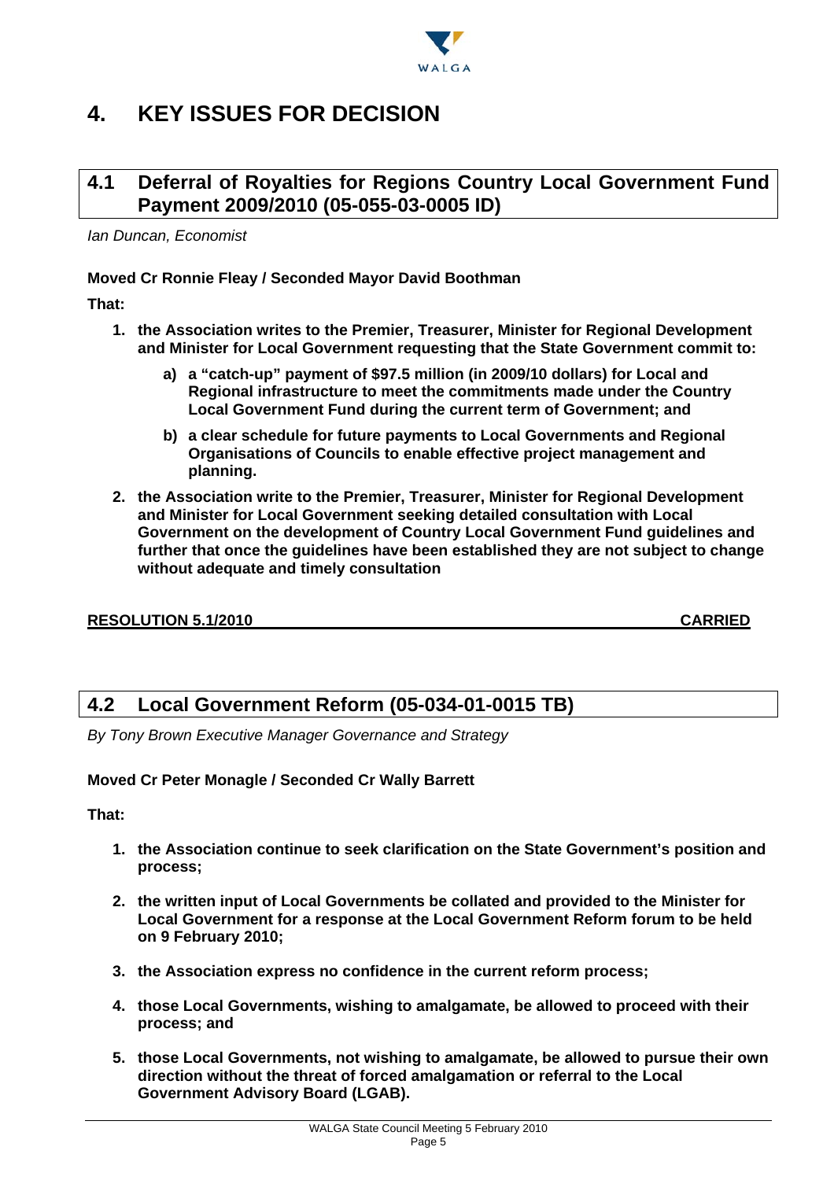# 4. KEY ISSUES FOR DECISION

## 4.1 Deferral of Royalties for Regions Country Local Government Fund Payment 2009/2010 (05-055-03-0005 ID)

*Ian Duncan, Economist*

**Moved Cr Ronnie Fleay / Seconded Mayor David Boothman**

**That:**

1. **the Association writes to the Premier, Treasurer, Minister for Regional Development and Minister for Local Government requesting that the State Government commit to:**
   - **a) a "catch-up" payment of $97.5 million (in 2009/10 dollars) for Local and Regional infrastructure to meet the commitments made under the Country Local Government Fund during the current term of Government; and**
   - **b) a clear schedule for future payments to Local Governments and Regional Organisations of Councils to enable effective project management and planning.**
2. **the Association write to the Premier, Treasurer, Minister for Regional Development and Minister for Local Government seeking detailed consultation with Local Government on the development of Country Local Government Fund guidelines and further that once the guidelines have been established they are not subject to change without adequate and timely consultation**

**RESOLUTION 5.1/2010 CARRIED**

## 4.2 Local Government Reform (05-034-01-0015 TB)

*By Tony Brown Executive Manager Governance and Strategy*

**Moved Cr Peter Monagle / Seconded Cr Wally Barrett**

**That:**

1. **the Association continue to seek clarification on the State Government's position and process;**
2. **the written input of Local Governments be collated and provided to the Minister for Local Government for a response at the Local Government Reform forum to be held on 9 February 2010;**
3. **the Association express no confidence in the current reform process;**
4. **those Local Governments, wishing to amalgamate, be allowed to proceed with their process; and**
5. **those Local Governments, not wishing to amalgamate, be allowed to pursue their own direction without the threat of forced amalgamation or referral to the Local Government Advisory Board (LGAB).**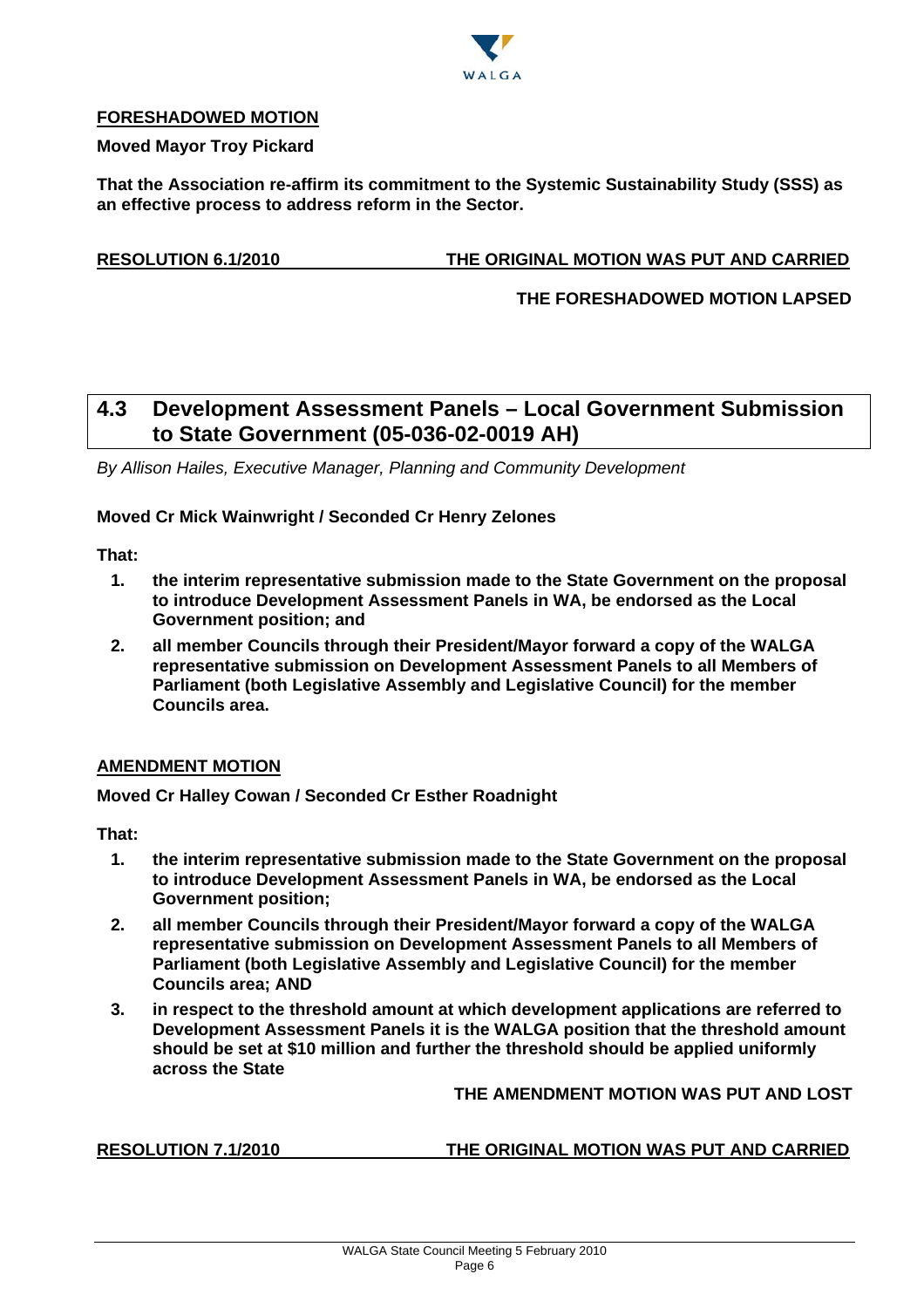**FORESHADOWED MOTION**

**Moved Mayor Troy Pickard**

**That the Association re-affirm its commitment to the Systemic Sustainability Study (SSS) as an effective process to address reform in the Sector.**

**RESOLUTION 6.1/2010** **THE ORIGINAL MOTION WAS PUT AND CARRIED**

**THE FORESHADOWED MOTION LAPSED**

## 4.3 Development Assessment Panels – Local Government Submission to State Government (05-036-02-0019 AH)

*By Allison Hailes, Executive Manager, Planning and Community Development*

**Moved Cr Mick Wainwright / Seconded Cr Henry Zelones**

**That:**

1. **the interim representative submission made to the State Government on the proposal to introduce Development Assessment Panels in WA, be endorsed as the Local Government position; and**
2. **all member Councils through their President/Mayor forward a copy of the WALGA representative submission on Development Assessment Panels to all Members of Parliament (both Legislative Assembly and Legislative Council) for the member Councils area.**

**AMENDMENT MOTION**

**Moved Cr Halley Cowan / Seconded Cr Esther Roadnight**

**That:**

1. **the interim representative submission made to the State Government on the proposal to introduce Development Assessment Panels in WA, be endorsed as the Local Government position;**
2. **all member Councils through their President/Mayor forward a copy of the WALGA representative submission on Development Assessment Panels to all Members of Parliament (both Legislative Assembly and Legislative Council) for the member Councils area; AND**
3. **in respect to the threshold amount at which development applications are referred to Development Assessment Panels it is the WALGA position that the threshold amount should be set at $10 million and further the threshold should be applied uniformly across the State**

**THE AMENDMENT MOTION WAS PUT AND LOST**

**RESOLUTION 7.1/2010** **THE ORIGINAL MOTION WAS PUT AND CARRIED**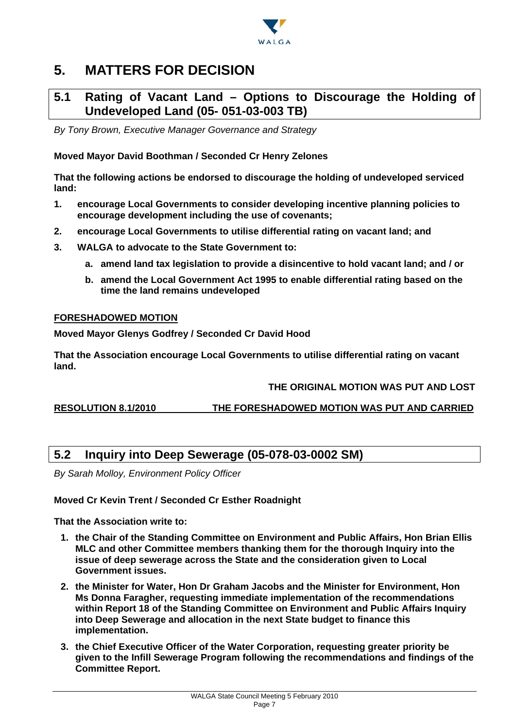# 5. MATTERS FOR DECISION

## 5.1 Rating of Vacant Land – Options to Discourage the Holding of Undeveloped Land (05- 051-03-003 TB)

*By Tony Brown, Executive Manager Governance and Strategy*

**Moved Mayor David Boothman / Seconded Cr Henry Zelones**

**That the following actions be endorsed to discourage the holding of undeveloped serviced land:**

1. **encourage Local Governments to consider developing incentive planning policies to encourage development including the use of covenants;**
2. **encourage Local Governments to utilise differential rating on vacant land; and**
3. **WALGA to advocate to the State Government to:**
   - a. **amend land tax legislation to provide a disincentive to hold vacant land; and / or**
   - b. **amend the Local Government Act 1995 to enable differential rating based on the time the land remains undeveloped**

**FORESHADOWED MOTION**

**Moved Mayor Glenys Godfrey / Seconded Cr David Hood**

**That the Association encourage Local Governments to utilise differential rating on vacant land.**

**THE ORIGINAL MOTION WAS PUT AND LOST**

**RESOLUTION 8.1/2010 THE FORESHADOWED MOTION WAS PUT AND CARRIED**

## 5.2 Inquiry into Deep Sewerage (05-078-03-0002 SM)

*By Sarah Molloy, Environment Policy Officer*

**Moved Cr Kevin Trent / Seconded Cr Esther Roadnight**

**That the Association write to:**

1. **the Chair of the Standing Committee on Environment and Public Affairs, Hon Brian Ellis MLC and other Committee members thanking them for the thorough Inquiry into the issue of deep sewerage across the State and the consideration given to Local Government issues.**
2. **the Minister for Water, Hon Dr Graham Jacobs and the Minister for Environment, Hon Ms Donna Faragher, requesting immediate implementation of the recommendations within Report 18 of the Standing Committee on Environment and Public Affairs Inquiry into Deep Sewerage and allocation in the next State budget to finance this implementation.**
3. **the Chief Executive Officer of the Water Corporation, requesting greater priority be given to the Infill Sewerage Program following the recommendations and findings of the Committee Report.**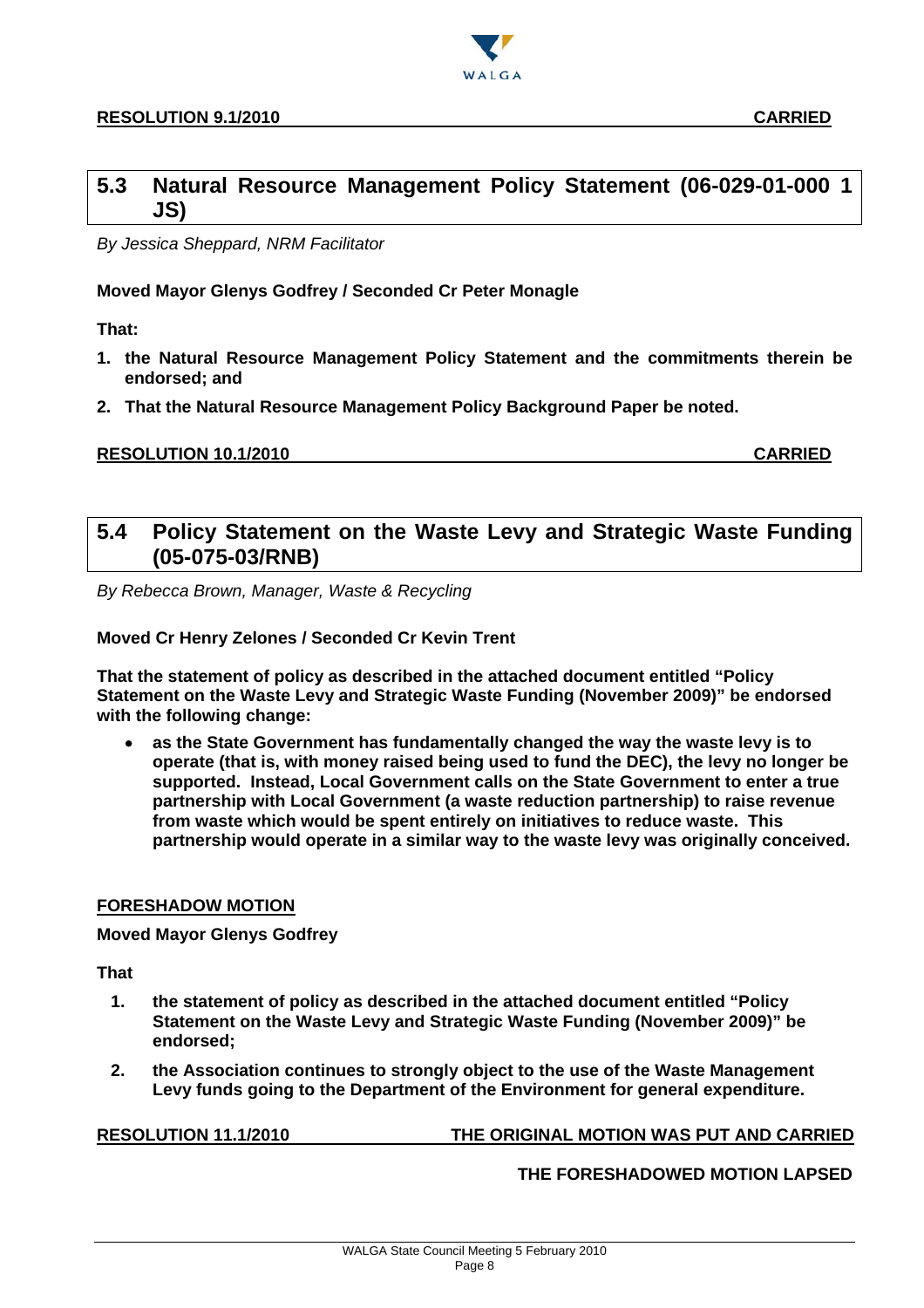**RESOLUTION 9.1/2010** **CARRIED**

## 5.3 Natural Resource Management Policy Statement (06-029-01-000 1 JS)

*By Jessica Sheppard, NRM Facilitator*

**Moved Mayor Glenys Godfrey / Seconded Cr Peter Monagle**

**That:**

1. **the Natural Resource Management Policy Statement and the commitments therein be endorsed; and**
2. **That the Natural Resource Management Policy Background Paper be noted.**

**RESOLUTION 10.1/2010** **CARRIED**

## 5.4 Policy Statement on the Waste Levy and Strategic Waste Funding (05-075-03/RNB)

*By Rebecca Brown, Manager, Waste & Recycling*

**Moved Cr Henry Zelones / Seconded Cr Kevin Trent**

**That the statement of policy as described in the attached document entitled "Policy Statement on the Waste Levy and Strategic Waste Funding (November 2009)" be endorsed with the following change:**

- **as the State Government has fundamentally changed the way the waste levy is to operate (that is, with money raised being used to fund the DEC), the levy no longer be supported. Instead, Local Government calls on the State Government to enter a true partnership with Local Government (a waste reduction partnership) to raise revenue from waste which would be spent entirely on initiatives to reduce waste. This partnership would operate in a similar way to the waste levy was originally conceived.**

**FORESHADOW MOTION**

**Moved Mayor Glenys Godfrey**

**That**

1. **the statement of policy as described in the attached document entitled "Policy Statement on the Waste Levy and Strategic Waste Funding (November 2009)" be endorsed;**
2. **the Association continues to strongly object to the use of the Waste Management Levy funds going to the Department of the Environment for general expenditure.**

**RESOLUTION 11.1/2010** **THE ORIGINAL MOTION WAS PUT AND CARRIED**

**THE FORESHADOWED MOTION LAPSED**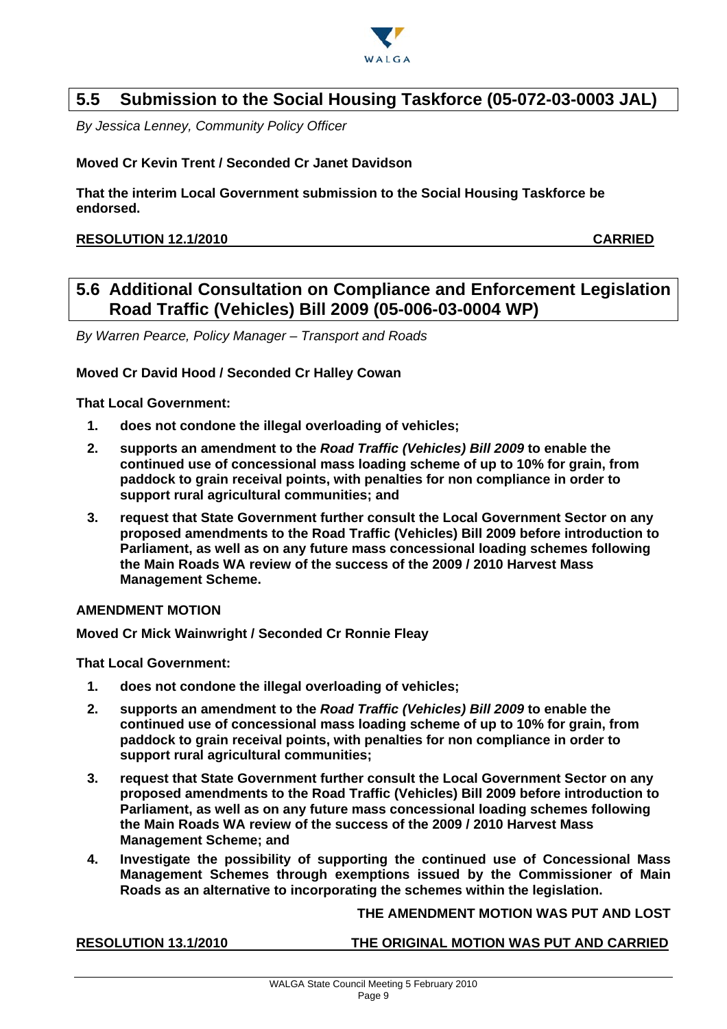## 5.5 Submission to the Social Housing Taskforce (05-072-03-0003 JAL)

*By Jessica Lenney, Community Policy Officer*

**Moved Cr Kevin Trent / Seconded Cr Janet Davidson**

**That the interim Local Government submission to the Social Housing Taskforce be endorsed.**

**RESOLUTION 12.1/2010 CARRIED**

## 5.6 Additional Consultation on Compliance and Enforcement Legislation Road Traffic (Vehicles) Bill 2009 (05-006-03-0004 WP)

*By Warren Pearce, Policy Manager – Transport and Roads*

**Moved Cr David Hood / Seconded Cr Halley Cowan**

**That Local Government:**

1. **does not condone the illegal overloading of vehicles;**
2. **supports an amendment to the *Road Traffic (Vehicles) Bill 2009* to enable the continued use of concessional mass loading scheme of up to 10% for grain, from paddock to grain receival points, with penalties for non compliance in order to support rural agricultural communities; and**
3. **request that State Government further consult the Local Government Sector on any proposed amendments to the Road Traffic (Vehicles) Bill 2009 before introduction to Parliament, as well as on any future mass concessional loading schemes following the Main Roads WA review of the success of the 2009 / 2010 Harvest Mass Management Scheme.**

**AMENDMENT MOTION**

**Moved Cr Mick Wainwright / Seconded Cr Ronnie Fleay**

**That Local Government:**

1. **does not condone the illegal overloading of vehicles;**
2. **supports an amendment to the *Road Traffic (Vehicles) Bill 2009* to enable the continued use of concessional mass loading scheme of up to 10% for grain, from paddock to grain receival points, with penalties for non compliance in order to support rural agricultural communities;**
3. **request that State Government further consult the Local Government Sector on any proposed amendments to the Road Traffic (Vehicles) Bill 2009 before introduction to Parliament, as well as on any future mass concessional loading schemes following the Main Roads WA review of the success of the 2009 / 2010 Harvest Mass Management Scheme; and**
4. **Investigate the possibility of supporting the continued use of Concessional Mass Management Schemes through exemptions issued by the Commissioner of Main Roads as an alternative to incorporating the schemes within the legislation.**

**THE AMENDMENT MOTION WAS PUT AND LOST**

**RESOLUTION 13.1/2010 THE ORIGINAL MOTION WAS PUT AND CARRIED**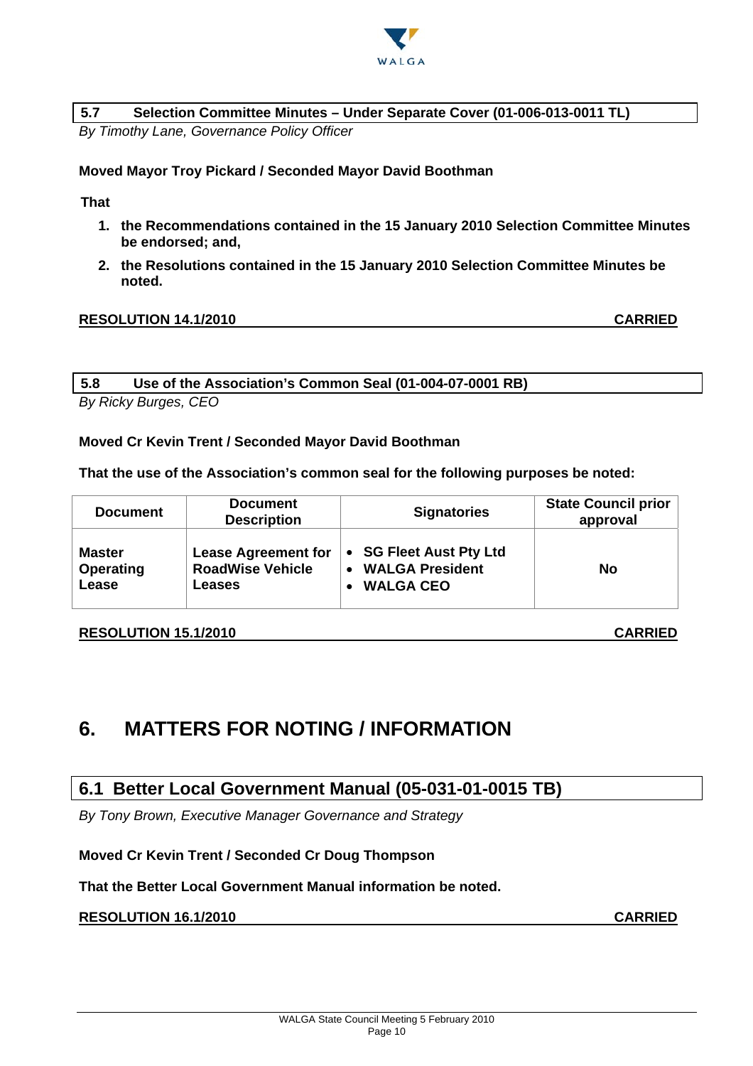### 5.7 Selection Committee Minutes – Under Separate Cover (01-006-013-0011 TL)

*By Timothy Lane, Governance Policy Officer*

**Moved Mayor Troy Pickard / Seconded Mayor David Boothman**

**That**

1. **the Recommendations contained in the 15 January 2010 Selection Committee Minutes be endorsed; and,**
2. **the Resolutions contained in the 15 January 2010 Selection Committee Minutes be noted.**

**RESOLUTION 14.1/2010 CARRIED**

### 5.8 Use of the Association's Common Seal (01-004-07-0001 RB)

*By Ricky Burges, CEO*

**Moved Cr Kevin Trent / Seconded Mayor David Boothman**

**That the use of the Association's common seal for the following purposes be noted:**

| Document | Document Description | Signatories | State Council prior approval |
|---|---|---|---|
| **Master Operating Lease** | **Lease Agreement for RoadWise Vehicle Leases** | • **SG Fleet Aust Pty Ltd** <br> • **WALGA President** <br> • **WALGA CEO** | **No** |

**RESOLUTION 15.1/2010 CARRIED**

# 6. MATTERS FOR NOTING / INFORMATION

## 6.1 Better Local Government Manual (05-031-01-0015 TB)

*By Tony Brown, Executive Manager Governance and Strategy*

**Moved Cr Kevin Trent / Seconded Cr Doug Thompson**

**That the Better Local Government Manual information be noted.**

**RESOLUTION 16.1/2010 CARRIED**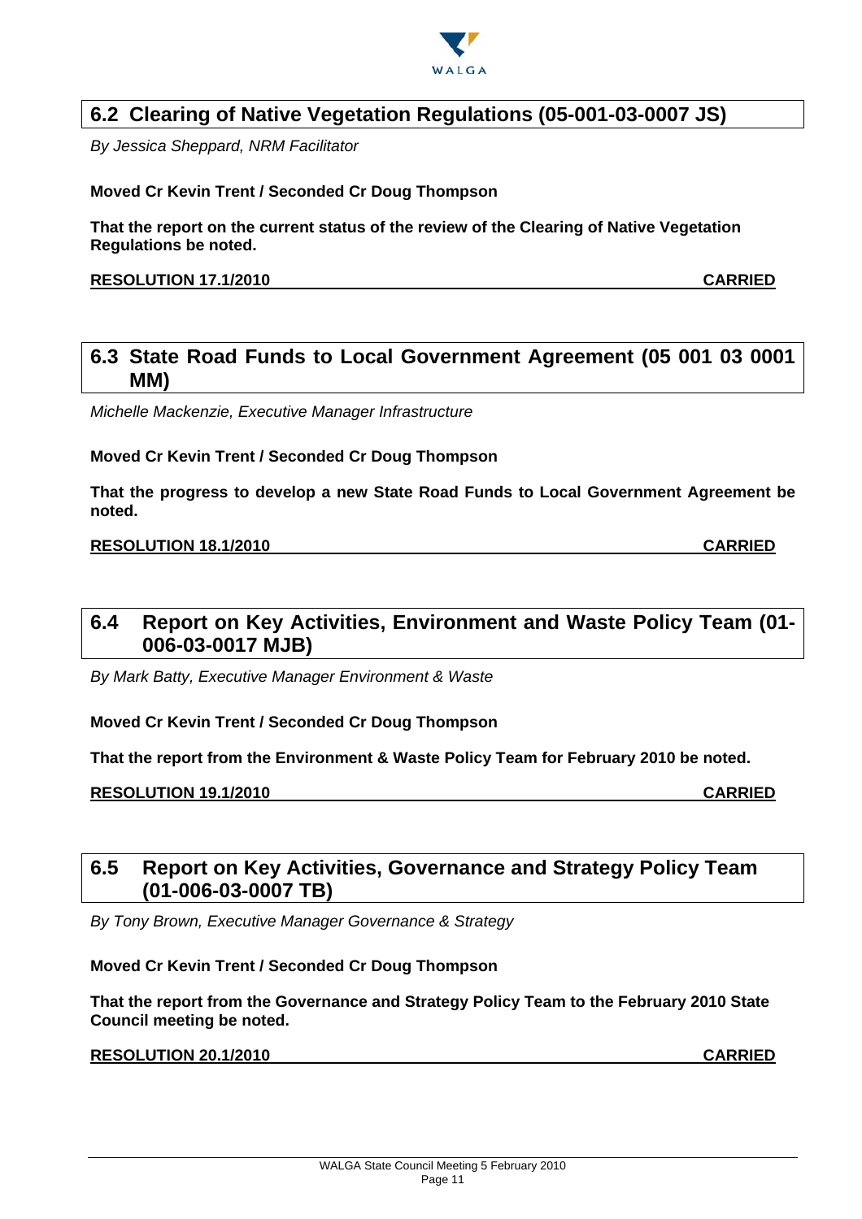## 6.2 Clearing of Native Vegetation Regulations (05-001-03-0007 JS)

*By Jessica Sheppard, NRM Facilitator*

**Moved Cr Kevin Trent / Seconded Cr Doug Thompson**

**That the report on the current status of the review of the Clearing of Native Vegetation Regulations be noted.**

**RESOLUTION 17.1/2010 CARRIED**

## 6.3 State Road Funds to Local Government Agreement (05 001 03 0001 MM)

*Michelle Mackenzie, Executive Manager Infrastructure*

**Moved Cr Kevin Trent / Seconded Cr Doug Thompson**

**That the progress to develop a new State Road Funds to Local Government Agreement be noted.**

**RESOLUTION 18.1/2010 CARRIED**

## 6.4 Report on Key Activities, Environment and Waste Policy Team (01-006-03-0017 MJB)

*By Mark Batty, Executive Manager Environment & Waste*

**Moved Cr Kevin Trent / Seconded Cr Doug Thompson**

**That the report from the Environment & Waste Policy Team for February 2010 be noted.**

**RESOLUTION 19.1/2010 CARRIED**

## 6.5 Report on Key Activities, Governance and Strategy Policy Team (01-006-03-0007 TB)

*By Tony Brown, Executive Manager Governance & Strategy*

**Moved Cr Kevin Trent / Seconded Cr Doug Thompson**

**That the report from the Governance and Strategy Policy Team to the February 2010 State Council meeting be noted.**

**RESOLUTION 20.1/2010 CARRIED**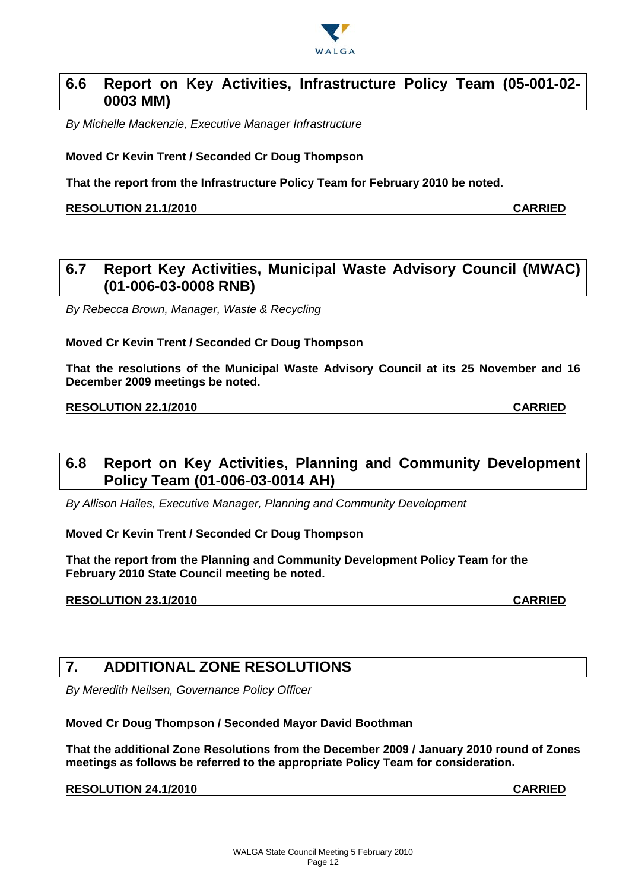## 6.6 Report on Key Activities, Infrastructure Policy Team (05-001-02-0003 MM)

*By Michelle Mackenzie, Executive Manager Infrastructure*

**Moved Cr Kevin Trent / Seconded Cr Doug Thompson**

**That the report from the Infrastructure Policy Team for February 2010 be noted.**

**RESOLUTION 21.1/2010 CARRIED**

## 6.7 Report Key Activities, Municipal Waste Advisory Council (MWAC) (01-006-03-0008 RNB)

*By Rebecca Brown, Manager, Waste & Recycling*

**Moved Cr Kevin Trent / Seconded Cr Doug Thompson**

**That the resolutions of the Municipal Waste Advisory Council at its 25 November and 16 December 2009 meetings be noted.**

**RESOLUTION 22.1/2010 CARRIED**

## 6.8 Report on Key Activities, Planning and Community Development Policy Team (01-006-03-0014 AH)

*By Allison Hailes, Executive Manager, Planning and Community Development*

**Moved Cr Kevin Trent / Seconded Cr Doug Thompson**

**That the report from the Planning and Community Development Policy Team for the February 2010 State Council meeting be noted.**

**RESOLUTION 23.1/2010 CARRIED**

# 7. ADDITIONAL ZONE RESOLUTIONS

*By Meredith Neilsen, Governance Policy Officer*

**Moved Cr Doug Thompson / Seconded Mayor David Boothman**

**That the additional Zone Resolutions from the December 2009 / January 2010 round of Zones meetings as follows be referred to the appropriate Policy Team for consideration.**

**RESOLUTION 24.1/2010 CARRIED**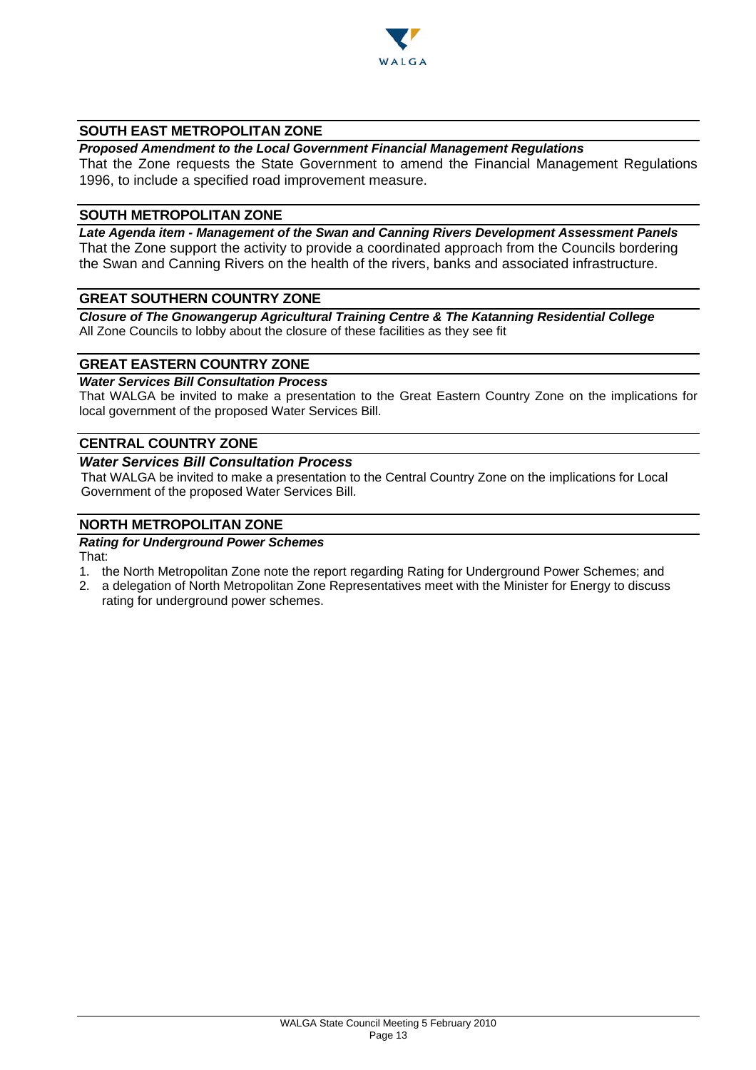## SOUTH EAST METROPOLITAN ZONE

***Proposed Amendment to the Local Government Financial Management Regulations***

That the Zone requests the State Government to amend the Financial Management Regulations 1996, to include a specified road improvement measure.

## SOUTH METROPOLITAN ZONE

***Late Agenda item - Management of the Swan and Canning Rivers Development Assessment Panels***

That the Zone support the activity to provide a coordinated approach from the Councils bordering the Swan and Canning Rivers on the health of the rivers, banks and associated infrastructure.

## GREAT SOUTHERN COUNTRY ZONE

***Closure of The Gnowangerup Agricultural Training Centre & The Katanning Residential College***

All Zone Councils to lobby about the closure of these facilities as they see fit

## GREAT EASTERN COUNTRY ZONE

***Water Services Bill Consultation Process***

That WALGA be invited to make a presentation to the Great Eastern Country Zone on the implications for local government of the proposed Water Services Bill.

## CENTRAL COUNTRY ZONE

***Water Services Bill Consultation Process***

That WALGA be invited to make a presentation to the Central Country Zone on the implications for Local Government of the proposed Water Services Bill.

## NORTH METROPOLITAN ZONE

***Rating for Underground Power Schemes***

That:

1. the North Metropolitan Zone note the report regarding Rating for Underground Power Schemes; and
2. a delegation of North Metropolitan Zone Representatives meet with the Minister for Energy to discuss rating for underground power schemes.